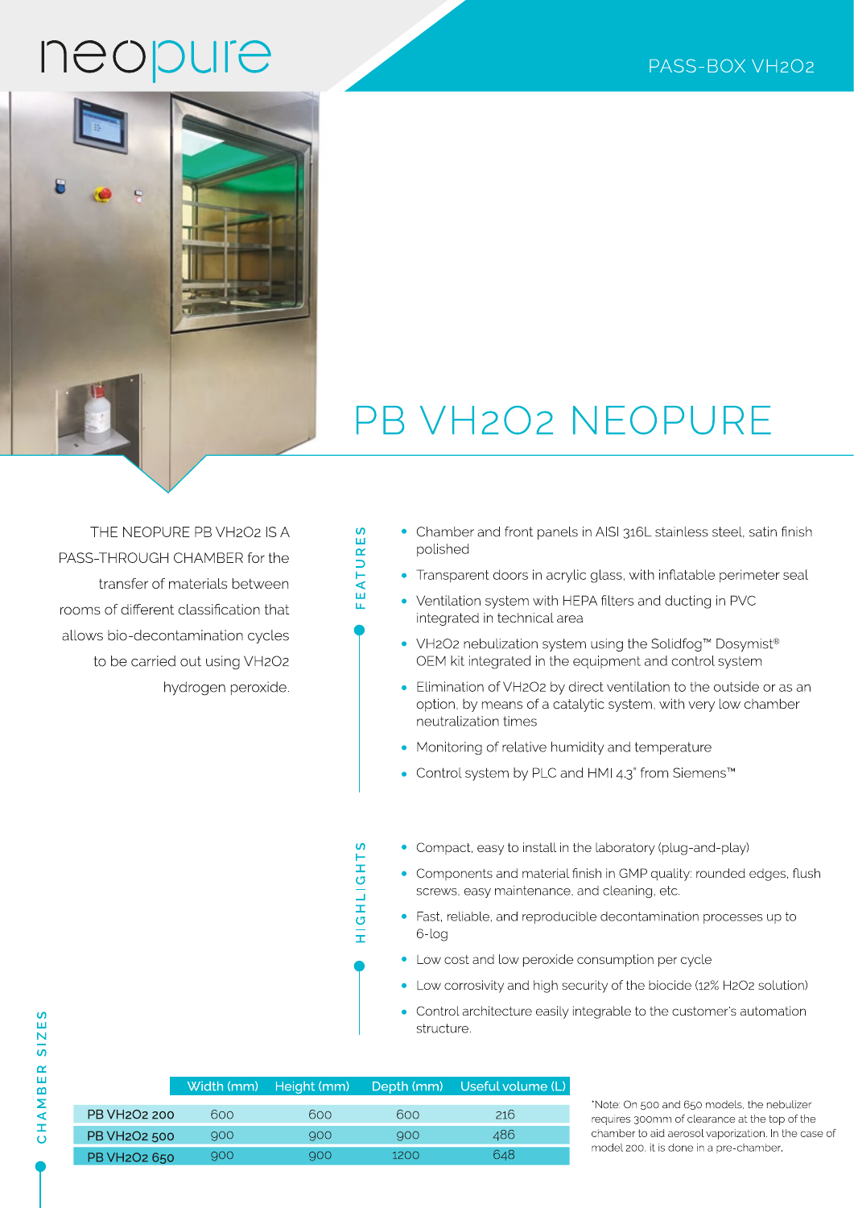neopure

PASS-BOX VH2O2

# PB VH2O2 NEOPURE

THE NEOPURE PB VH2O2 IS A PASS-THROUGH CHAMBER for the transfer of materials between rooms of different classification that allows bio-decontamination cycles to be carried out using VH2O2 hydrogen peroxide.

## FEATURES

- Chamber and front panels in AISI 316L stainless steel, satin finish polished
- Transparent doors in acrylic glass, with inflatable perimeter seal
- Ventilation system with HEPA filters and ducting in PVC integrated in technical area
- VH2O2 nebulization system using the Solidfog™ Dosymist® OEM kit integrated in the equipment and control system
- Elimination of VH2O2 by direct ventilation to the outside or as an option, by means of a catalytic system, with very low chamber neutralization times
- Monitoring of relative humidity and temperature
- Control system by PLC and HMI 4.3" from Siemens™

## HIGHLIGHTS

- Compact, easy to install in the laboratory (plug-and-play)
- Components and material finish in GMP quality: rounded edges, flush screws, easy maintenance, and cleaning, etc.
- Fast, reliable, and reproducible decontamination processes up to 6-log
- Low cost and low peroxide consumption per cycle
- Low corrosivity and high security of the biocide (12% H2O2 solution)
- Control architecture easily integrable to the customer's automation structure.

## CHAMBER SIZES

| | Width (mm) | Height (mm) | Depth (mm) | Useful volume (L) |
|---|---|---|---|---|
| PB VH2O2 200 | 600 | 600 | 600 | 216 |
| PB VH2O2 500 | 900 | 900 | 900 | 486 |
| PB VH2O2 650 | 900 | 900 | 1200 | 648 |

*Note: On 500 and 650 models, the nebulizer requires 300mm of clearance at the top of the chamber to aid aerosol vaporization. In the case of model 200, it is done in a pre-chamber.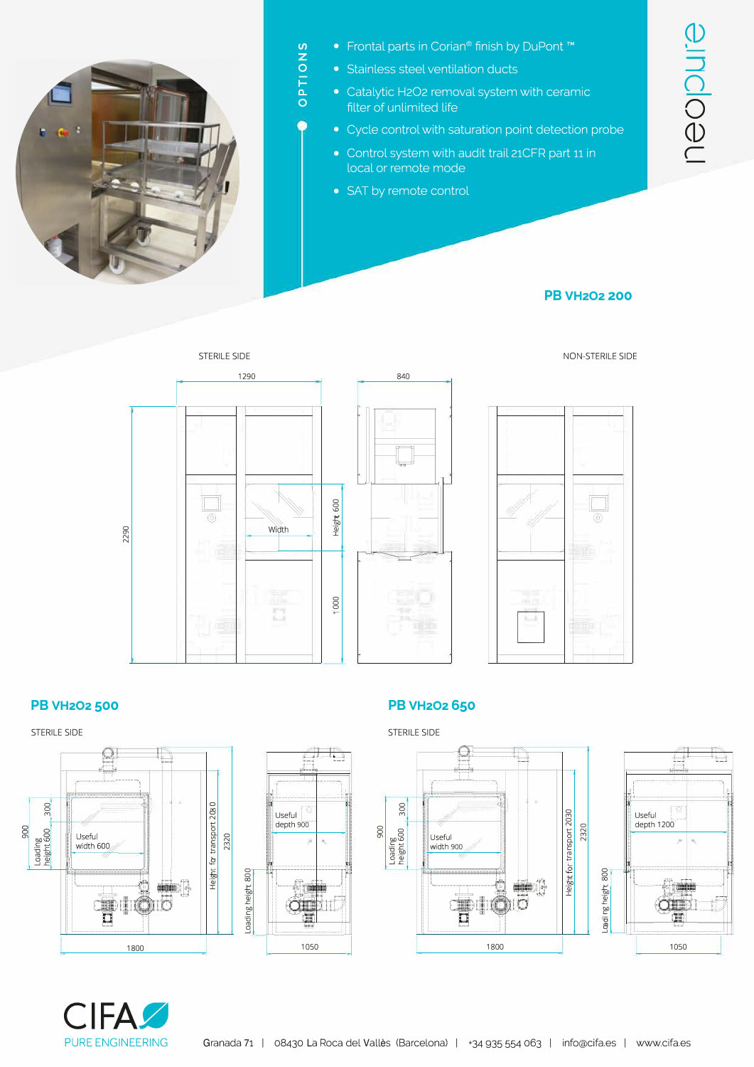neopure

## OPTIONS

- Frontal parts in Corian® finish by DuPont ™
- Stainless steel ventilation ducts
- Catalytic $H_2O_2$ removal system with ceramic filter of unlimited life
- Cycle control with saturation point detection probe
- Control system with audit trail 21CFR part 11 in local or remote mode
- SAT by remote control

## PB VH2O2 200

STERILE SIDE

NON-STERILE SIDE

1290

840

2290

Width

Height 600

1000

## PB VH2O2 500

STERILE SIDE

900

300

Loading height 600

Useful width 600

Height for transport 2030

2320

Loading height 800

Useful depth 900

1800

1050

## PB VH2O2 650

STERILE SIDE

900

300

Loading height 600

Useful width 900

Height for transport 2030

2320

Loading height 800

Useful depth 1200

1800

1050

CIFA
PURE ENGINEERING

Granada 71 | 08430 La Roca del Vallès (Barcelona) | +34 935 554 063 | info@cifa.es | www.cifa.es